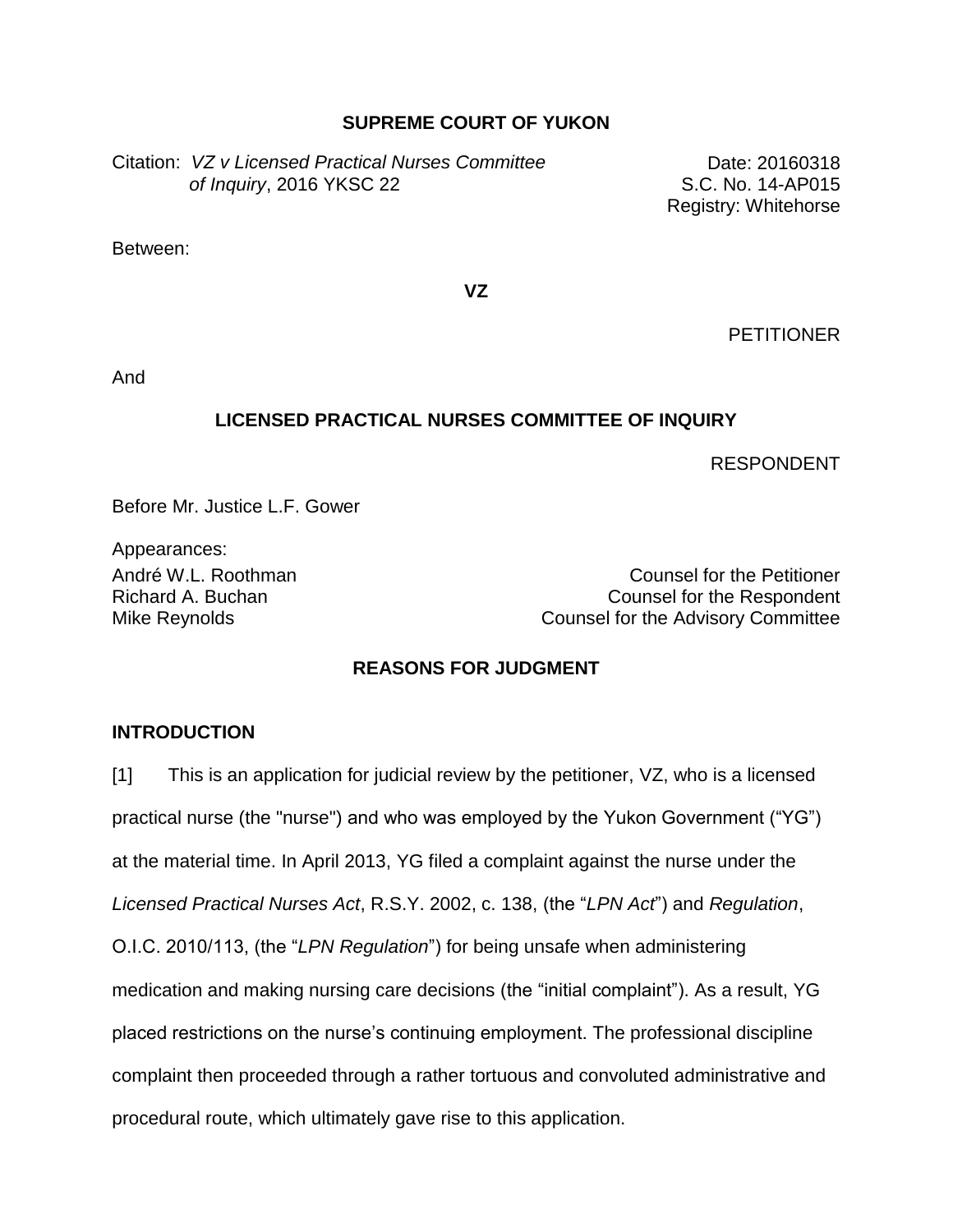**SUPREME COURT OF YUKON**

Citation: *VZ v Licensed Practical Nurses Committee of Inquiry*, 2016 YKSC 22

Date: 20160318
S.C. No. 14-AP015
Registry: Whitehorse

Between:

**VZ**

PETITIONER

And

**LICENSED PRACTICAL NURSES COMMITTEE OF INQUIRY**

RESPONDENT

Before Mr. Justice L.F. Gower

Appearances:

| | |
|---|---|
| André W.L. Roothman | Counsel for the Petitioner |
| Richard A. Buchan | Counsel for the Respondent |
| Mike Reynolds | Counsel for the Advisory Committee |

**REASONS FOR JUDGMENT**

**INTRODUCTION**

[1] This is an application for judicial review by the petitioner, VZ, who is a licensed practical nurse (the "nurse") and who was employed by the Yukon Government ("YG") at the material time. In April 2013, YG filed a complaint against the nurse under the *Licensed Practical Nurses Act*, R.S.Y. 2002, c. 138, (the "*LPN Act*") and *Regulation*, O.I.C. 2010/113, (the "*LPN Regulation*") for being unsafe when administering medication and making nursing care decisions (the "initial complaint"). As a result, YG placed restrictions on the nurse's continuing employment. The professional discipline complaint then proceeded through a rather tortuous and convoluted administrative and procedural route, which ultimately gave rise to this application.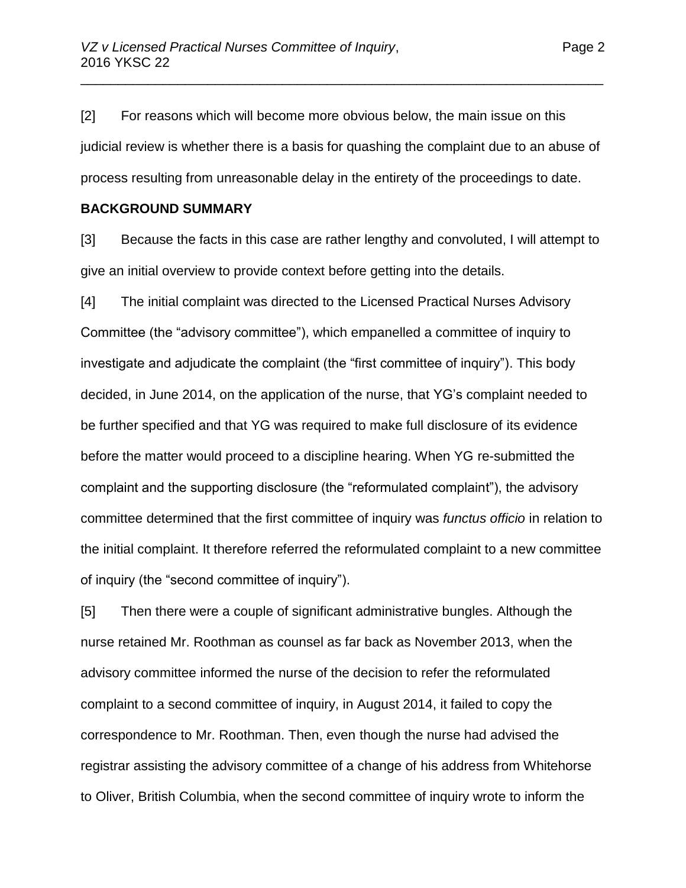[2] For reasons which will become more obvious below, the main issue on this judicial review is whether there is a basis for quashing the complaint due to an abuse of process resulting from unreasonable delay in the entirety of the proceedings to date.

## BACKGROUND SUMMARY

[3] Because the facts in this case are rather lengthy and convoluted, I will attempt to give an initial overview to provide context before getting into the details.

[4] The initial complaint was directed to the Licensed Practical Nurses Advisory Committee (the "advisory committee"), which empanelled a committee of inquiry to investigate and adjudicate the complaint (the "first committee of inquiry"). This body decided, in June 2014, on the application of the nurse, that YG's complaint needed to be further specified and that YG was required to make full disclosure of its evidence before the matter would proceed to a discipline hearing. When YG re-submitted the complaint and the supporting disclosure (the "reformulated complaint"), the advisory committee determined that the first committee of inquiry was *functus officio* in relation to the initial complaint. It therefore referred the reformulated complaint to a new committee of inquiry (the "second committee of inquiry").

[5] Then there were a couple of significant administrative bungles. Although the nurse retained Mr. Roothman as counsel as far back as November 2013, when the advisory committee informed the nurse of the decision to refer the reformulated complaint to a second committee of inquiry, in August 2014, it failed to copy the correspondence to Mr. Roothman. Then, even though the nurse had advised the registrar assisting the advisory committee of a change of his address from Whitehorse to Oliver, British Columbia, when the second committee of inquiry wrote to inform the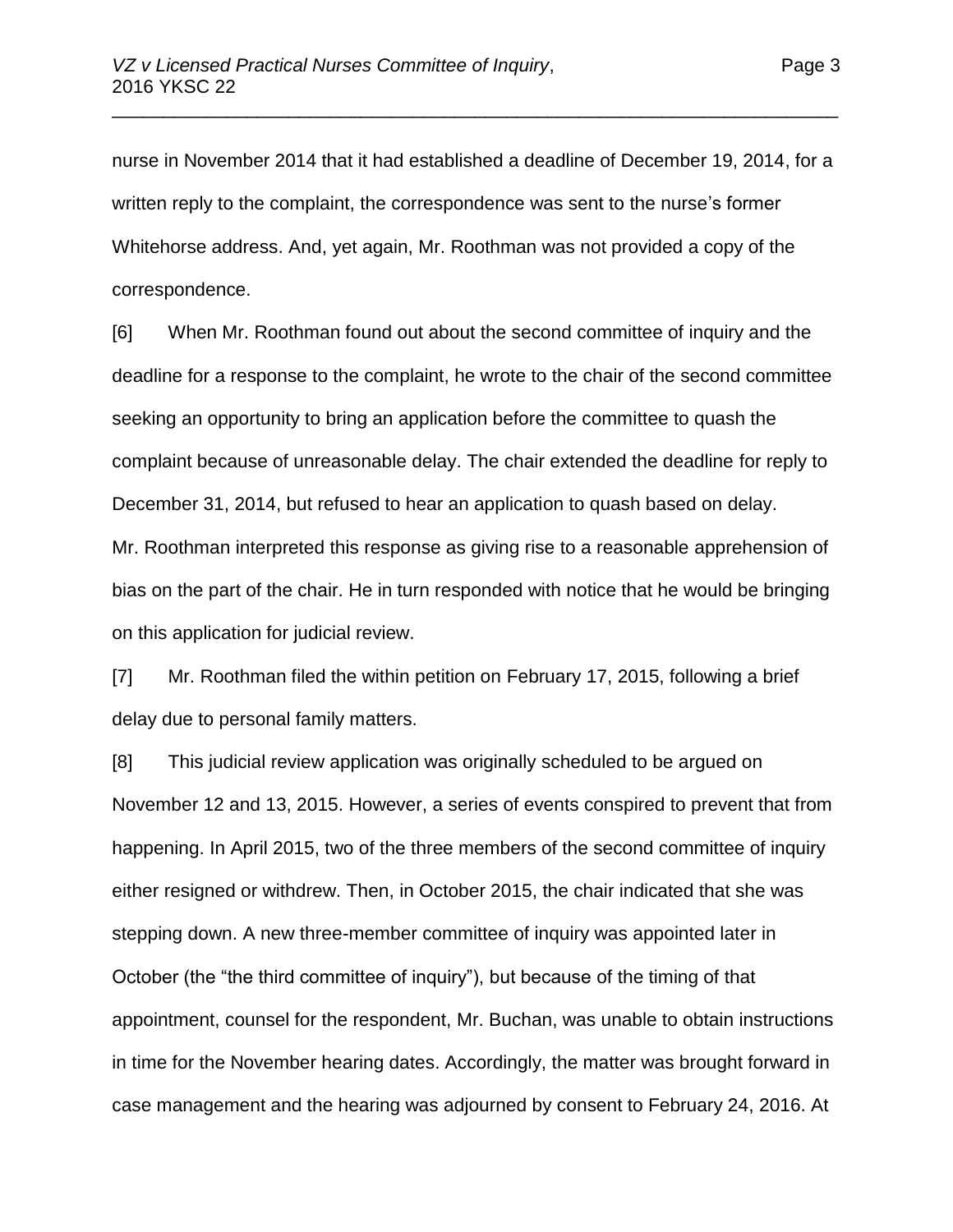nurse in November 2014 that it had established a deadline of December 19, 2014, for a written reply to the complaint, the correspondence was sent to the nurse's former Whitehorse address. And, yet again, Mr. Roothman was not provided a copy of the correspondence.

[6] When Mr. Roothman found out about the second committee of inquiry and the deadline for a response to the complaint, he wrote to the chair of the second committee seeking an opportunity to bring an application before the committee to quash the complaint because of unreasonable delay. The chair extended the deadline for reply to December 31, 2014, but refused to hear an application to quash based on delay. Mr. Roothman interpreted this response as giving rise to a reasonable apprehension of bias on the part of the chair. He in turn responded with notice that he would be bringing on this application for judicial review.

[7] Mr. Roothman filed the within petition on February 17, 2015, following a brief delay due to personal family matters.

[8] This judicial review application was originally scheduled to be argued on November 12 and 13, 2015. However, a series of events conspired to prevent that from happening. In April 2015, two of the three members of the second committee of inquiry either resigned or withdrew. Then, in October 2015, the chair indicated that she was stepping down. A new three-member committee of inquiry was appointed later in October (the "the third committee of inquiry"), but because of the timing of that appointment, counsel for the respondent, Mr. Buchan, was unable to obtain instructions in time for the November hearing dates. Accordingly, the matter was brought forward in case management and the hearing was adjourned by consent to February 24, 2016. At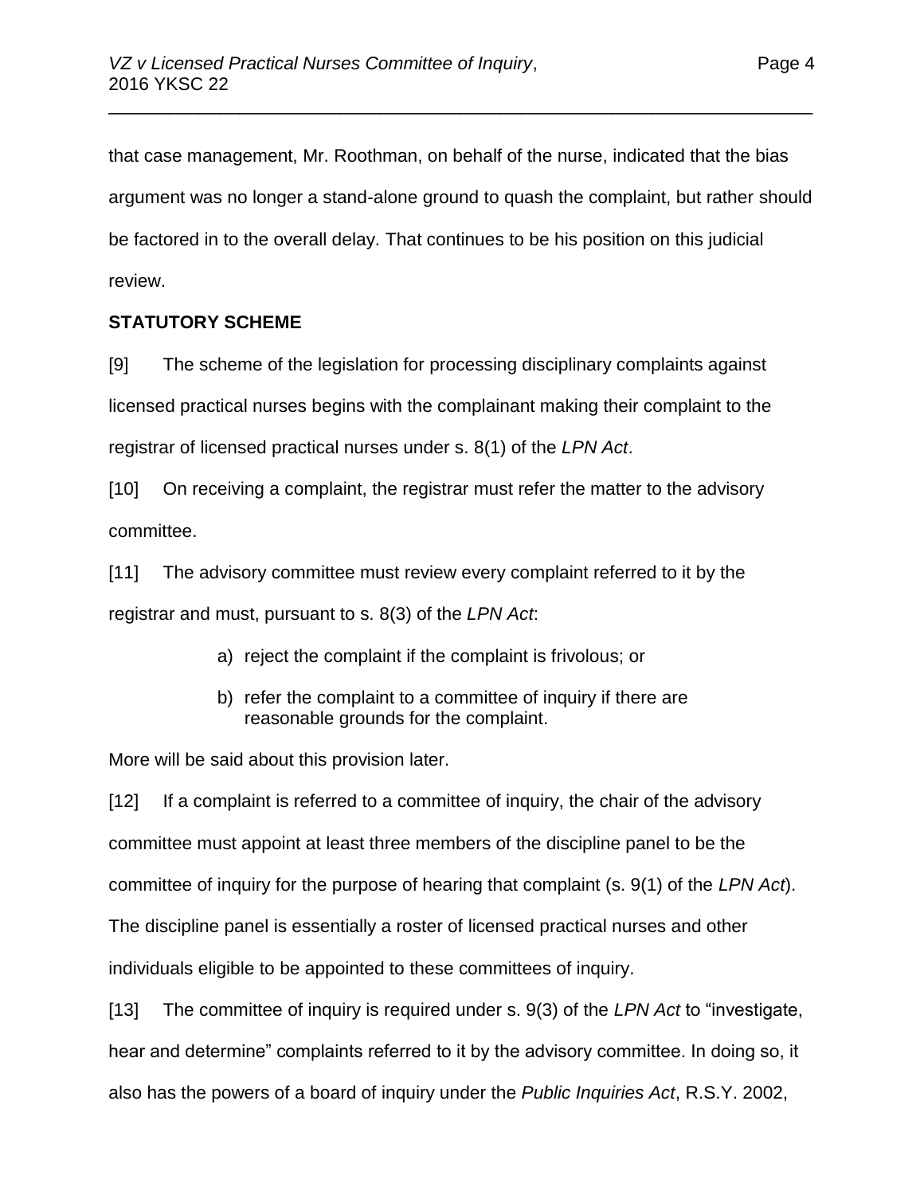that case management, Mr. Roothman, on behalf of the nurse, indicated that the bias argument was no longer a stand-alone ground to quash the complaint, but rather should be factored in to the overall delay. That continues to be his position on this judicial review.

**STATUTORY SCHEME**

[9] The scheme of the legislation for processing disciplinary complaints against licensed practical nurses begins with the complainant making their complaint to the registrar of licensed practical nurses under s. 8(1) of the *LPN Act*.

[10] On receiving a complaint, the registrar must refer the matter to the advisory committee.

[11] The advisory committee must review every complaint referred to it by the registrar and must, pursuant to s. 8(3) of the *LPN Act*:

> a) reject the complaint if the complaint is frivolous; or
>
> b) refer the complaint to a committee of inquiry if there are reasonable grounds for the complaint.

More will be said about this provision later.

[12] If a complaint is referred to a committee of inquiry, the chair of the advisory committee must appoint at least three members of the discipline panel to be the committee of inquiry for the purpose of hearing that complaint (s. 9(1) of the *LPN Act*). The discipline panel is essentially a roster of licensed practical nurses and other individuals eligible to be appointed to these committees of inquiry.

[13] The committee of inquiry is required under s. 9(3) of the *LPN Act* to "investigate, hear and determine" complaints referred to it by the advisory committee. In doing so, it also has the powers of a board of inquiry under the *Public Inquiries Act*, R.S.Y. 2002,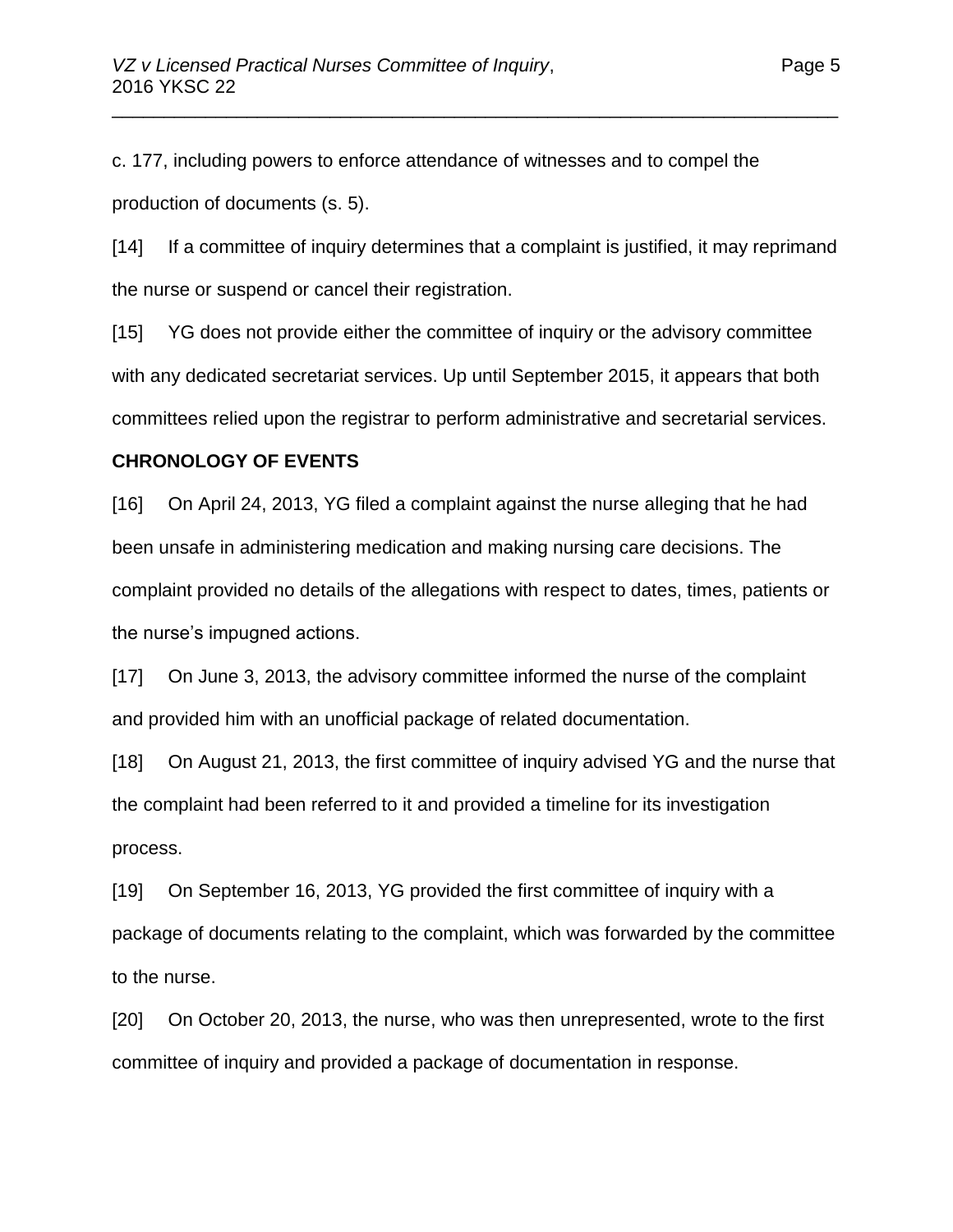c. 177, including powers to enforce attendance of witnesses and to compel the production of documents (s. 5).

[14] If a committee of inquiry determines that a complaint is justified, it may reprimand the nurse or suspend or cancel their registration.

[15] YG does not provide either the committee of inquiry or the advisory committee with any dedicated secretariat services. Up until September 2015, it appears that both committees relied upon the registrar to perform administrative and secretarial services.

**CHRONOLOGY OF EVENTS**

[16] On April 24, 2013, YG filed a complaint against the nurse alleging that he had been unsafe in administering medication and making nursing care decisions. The complaint provided no details of the allegations with respect to dates, times, patients or the nurse's impugned actions.

[17] On June 3, 2013, the advisory committee informed the nurse of the complaint and provided him with an unofficial package of related documentation.

[18] On August 21, 2013, the first committee of inquiry advised YG and the nurse that the complaint had been referred to it and provided a timeline for its investigation process.

[19] On September 16, 2013, YG provided the first committee of inquiry with a package of documents relating to the complaint, which was forwarded by the committee to the nurse.

[20] On October 20, 2013, the nurse, who was then unrepresented, wrote to the first committee of inquiry and provided a package of documentation in response.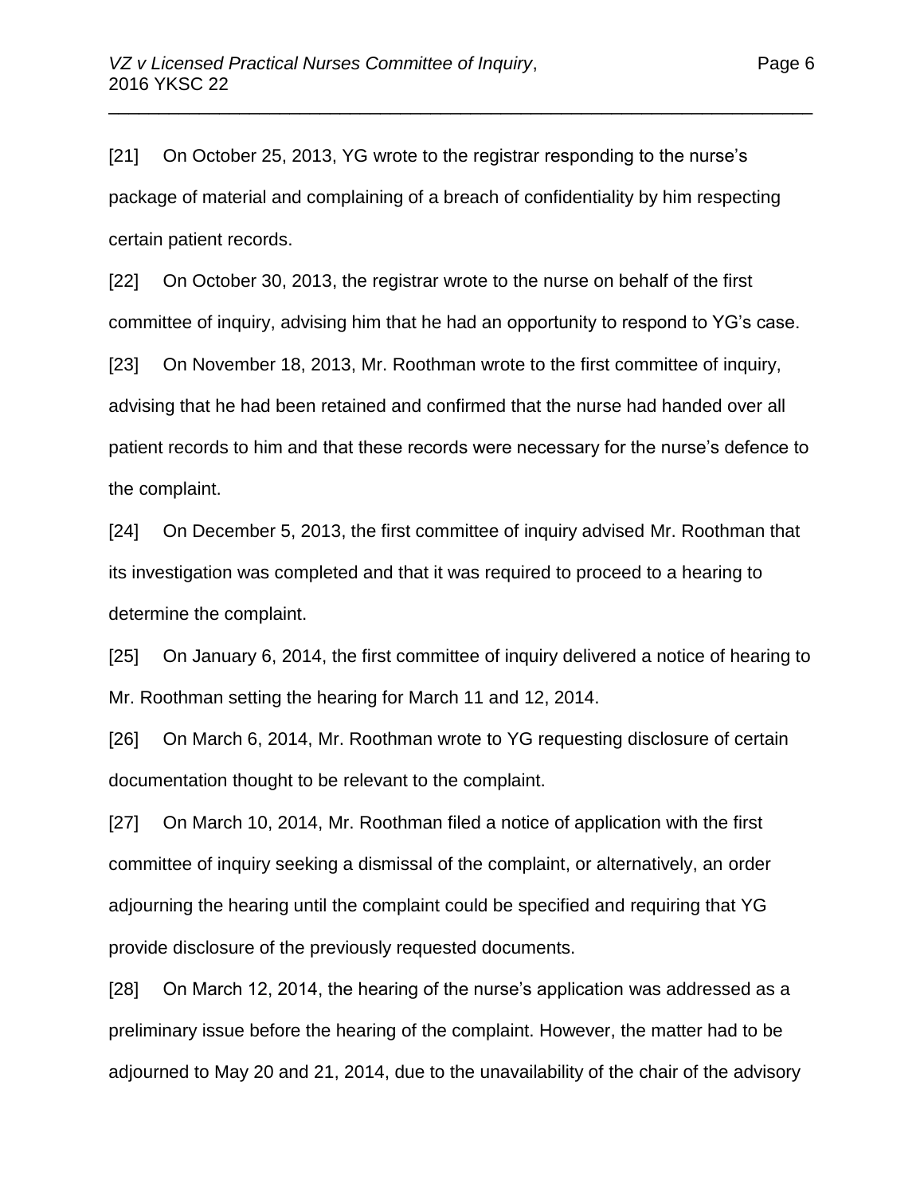[21] On October 25, 2013, YG wrote to the registrar responding to the nurse's package of material and complaining of a breach of confidentiality by him respecting certain patient records.

[22] On October 30, 2013, the registrar wrote to the nurse on behalf of the first committee of inquiry, advising him that he had an opportunity to respond to YG's case.

[23] On November 18, 2013, Mr. Roothman wrote to the first committee of inquiry, advising that he had been retained and confirmed that the nurse had handed over all patient records to him and that these records were necessary for the nurse's defence to the complaint.

[24] On December 5, 2013, the first committee of inquiry advised Mr. Roothman that its investigation was completed and that it was required to proceed to a hearing to determine the complaint.

[25] On January 6, 2014, the first committee of inquiry delivered a notice of hearing to Mr. Roothman setting the hearing for March 11 and 12, 2014.

[26] On March 6, 2014, Mr. Roothman wrote to YG requesting disclosure of certain documentation thought to be relevant to the complaint.

[27] On March 10, 2014, Mr. Roothman filed a notice of application with the first committee of inquiry seeking a dismissal of the complaint, or alternatively, an order adjourning the hearing until the complaint could be specified and requiring that YG provide disclosure of the previously requested documents.

[28] On March 12, 2014, the hearing of the nurse's application was addressed as a preliminary issue before the hearing of the complaint. However, the matter had to be adjourned to May 20 and 21, 2014, due to the unavailability of the chair of the advisory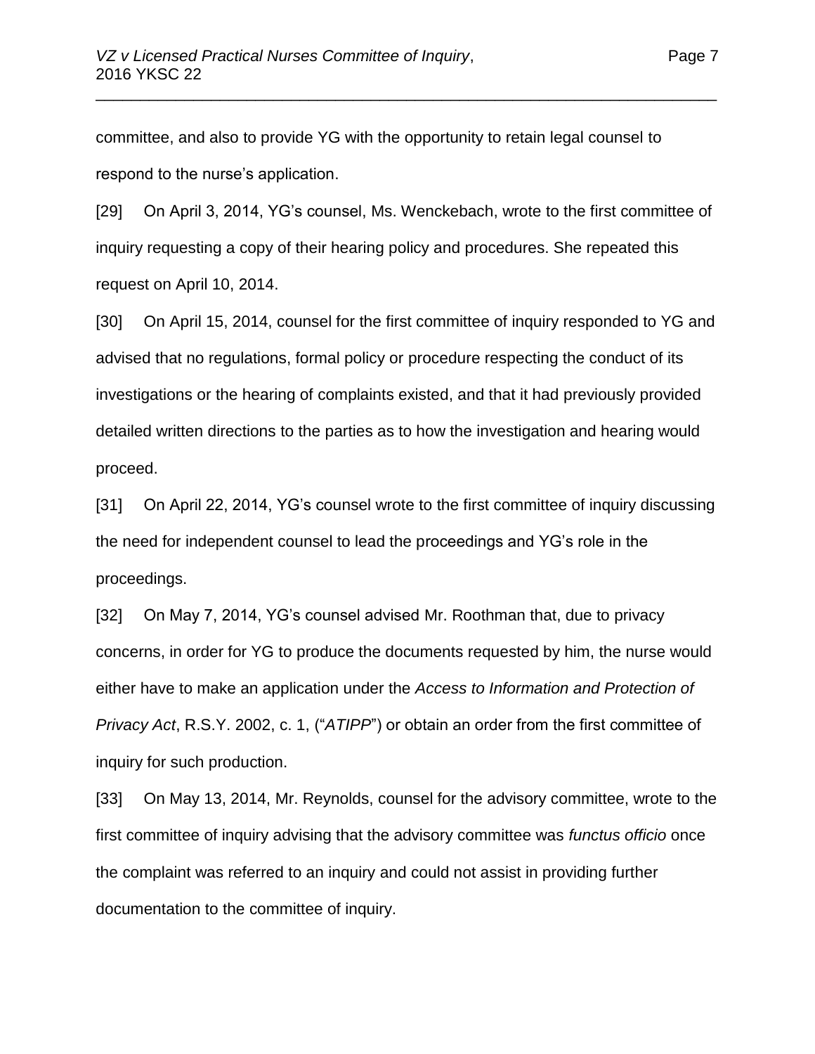committee, and also to provide YG with the opportunity to retain legal counsel to respond to the nurse's application.

[29] On April 3, 2014, YG's counsel, Ms. Wenckebach, wrote to the first committee of inquiry requesting a copy of their hearing policy and procedures. She repeated this request on April 10, 2014.

[30] On April 15, 2014, counsel for the first committee of inquiry responded to YG and advised that no regulations, formal policy or procedure respecting the conduct of its investigations or the hearing of complaints existed, and that it had previously provided detailed written directions to the parties as to how the investigation and hearing would proceed.

[31] On April 22, 2014, YG's counsel wrote to the first committee of inquiry discussing the need for independent counsel to lead the proceedings and YG's role in the proceedings.

[32] On May 7, 2014, YG's counsel advised Mr. Roothman that, due to privacy concerns, in order for YG to produce the documents requested by him, the nurse would either have to make an application under the *Access to Information and Protection of Privacy Act*, R.S.Y. 2002, c. 1, ("*ATIPP*") or obtain an order from the first committee of inquiry for such production.

[33] On May 13, 2014, Mr. Reynolds, counsel for the advisory committee, wrote to the first committee of inquiry advising that the advisory committee was *functus officio* once the complaint was referred to an inquiry and could not assist in providing further documentation to the committee of inquiry.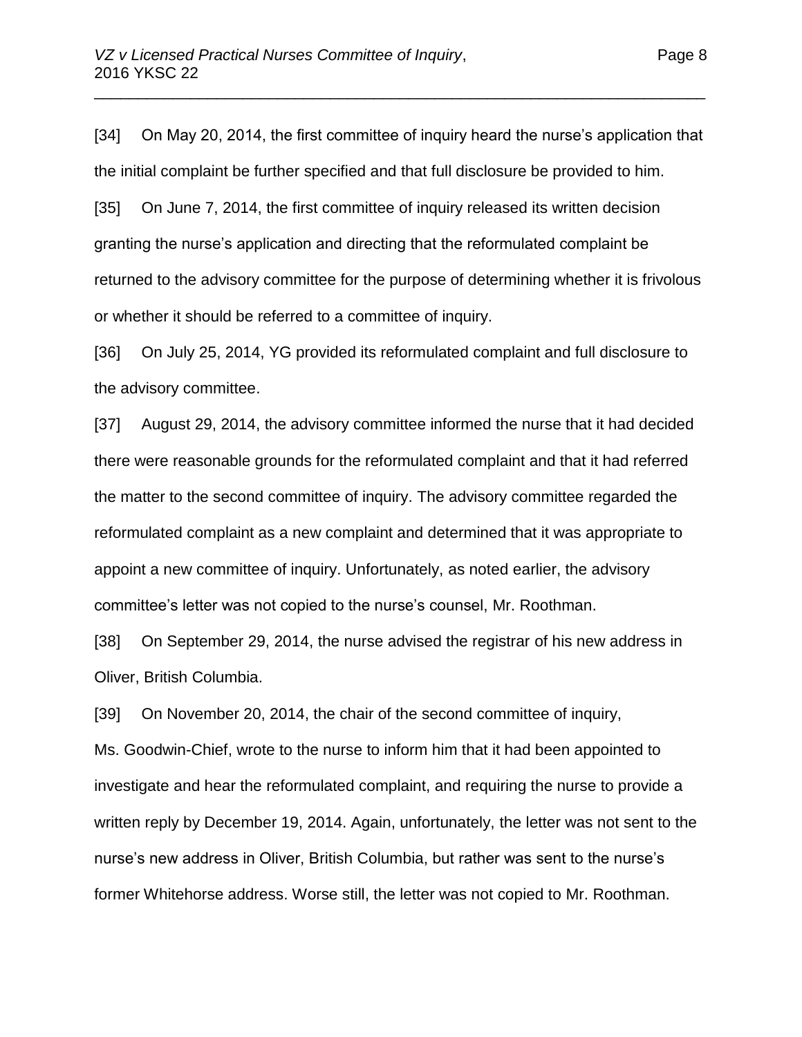[34] On May 20, 2014, the first committee of inquiry heard the nurse's application that the initial complaint be further specified and that full disclosure be provided to him.

[35] On June 7, 2014, the first committee of inquiry released its written decision granting the nurse's application and directing that the reformulated complaint be returned to the advisory committee for the purpose of determining whether it is frivolous or whether it should be referred to a committee of inquiry.

[36] On July 25, 2014, YG provided its reformulated complaint and full disclosure to the advisory committee.

[37] August 29, 2014, the advisory committee informed the nurse that it had decided there were reasonable grounds for the reformulated complaint and that it had referred the matter to the second committee of inquiry. The advisory committee regarded the reformulated complaint as a new complaint and determined that it was appropriate to appoint a new committee of inquiry. Unfortunately, as noted earlier, the advisory committee's letter was not copied to the nurse's counsel, Mr. Roothman.

[38] On September 29, 2014, the nurse advised the registrar of his new address in Oliver, British Columbia.

[39] On November 20, 2014, the chair of the second committee of inquiry, Ms. Goodwin-Chief, wrote to the nurse to inform him that it had been appointed to investigate and hear the reformulated complaint, and requiring the nurse to provide a written reply by December 19, 2014. Again, unfortunately, the letter was not sent to the nurse's new address in Oliver, British Columbia, but rather was sent to the nurse's former Whitehorse address. Worse still, the letter was not copied to Mr. Roothman.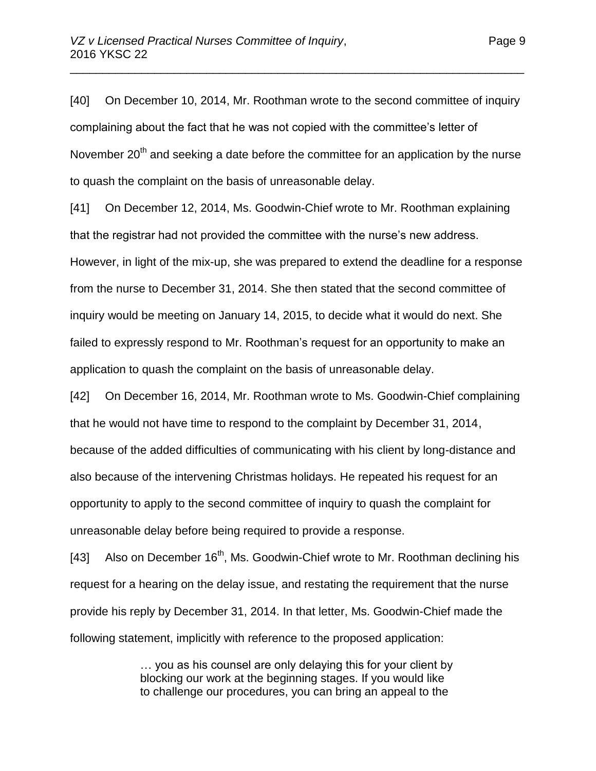[40] On December 10, 2014, Mr. Roothman wrote to the second committee of inquiry complaining about the fact that he was not copied with the committee's letter of November 20th and seeking a date before the committee for an application by the nurse to quash the complaint on the basis of unreasonable delay.

[41] On December 12, 2014, Ms. Goodwin-Chief wrote to Mr. Roothman explaining that the registrar had not provided the committee with the nurse's new address. However, in light of the mix-up, she was prepared to extend the deadline for a response from the nurse to December 31, 2014. She then stated that the second committee of inquiry would be meeting on January 14, 2015, to decide what it would do next. She failed to expressly respond to Mr. Roothman's request for an opportunity to make an application to quash the complaint on the basis of unreasonable delay.

[42] On December 16, 2014, Mr. Roothman wrote to Ms. Goodwin-Chief complaining that he would not have time to respond to the complaint by December 31, 2014, because of the added difficulties of communicating with his client by long-distance and also because of the intervening Christmas holidays. He repeated his request for an opportunity to apply to the second committee of inquiry to quash the complaint for unreasonable delay before being required to provide a response.

[43] Also on December 16th, Ms. Goodwin-Chief wrote to Mr. Roothman declining his request for a hearing on the delay issue, and restating the requirement that the nurse provide his reply by December 31, 2014. In that letter, Ms. Goodwin-Chief made the following statement, implicitly with reference to the proposed application:

> … you as his counsel are only delaying this for your client by blocking our work at the beginning stages. If you would like to challenge our procedures, you can bring an appeal to the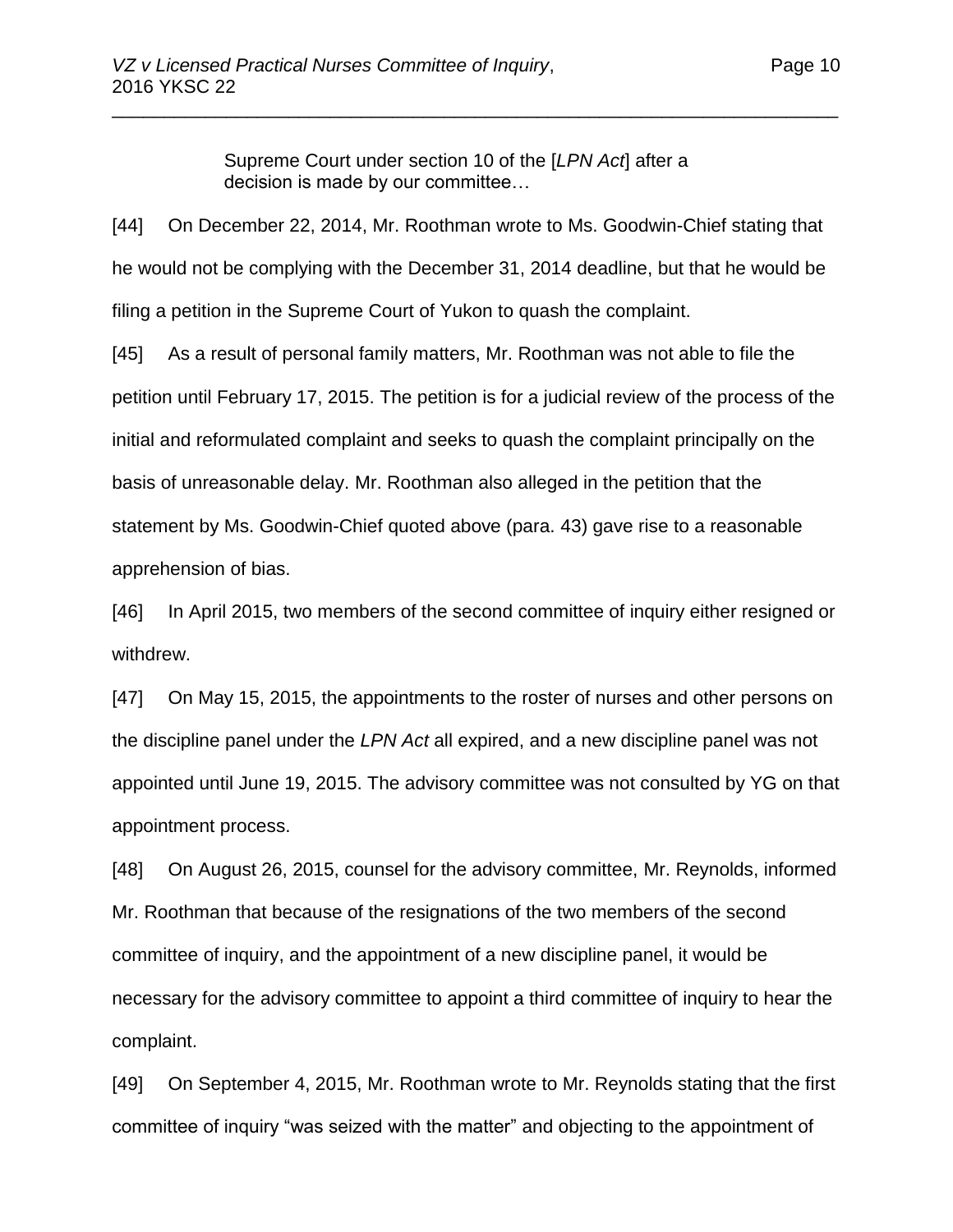> Supreme Court under section 10 of the [*LPN Act*] after a decision is made by our committee…

[44] On December 22, 2014, Mr. Roothman wrote to Ms. Goodwin-Chief stating that he would not be complying with the December 31, 2014 deadline, but that he would be filing a petition in the Supreme Court of Yukon to quash the complaint.

[45] As a result of personal family matters, Mr. Roothman was not able to file the petition until February 17, 2015. The petition is for a judicial review of the process of the initial and reformulated complaint and seeks to quash the complaint principally on the basis of unreasonable delay. Mr. Roothman also alleged in the petition that the statement by Ms. Goodwin-Chief quoted above (para. 43) gave rise to a reasonable apprehension of bias.

[46] In April 2015, two members of the second committee of inquiry either resigned or withdrew.

[47] On May 15, 2015, the appointments to the roster of nurses and other persons on the discipline panel under the *LPN Act* all expired, and a new discipline panel was not appointed until June 19, 2015. The advisory committee was not consulted by YG on that appointment process.

[48] On August 26, 2015, counsel for the advisory committee, Mr. Reynolds, informed Mr. Roothman that because of the resignations of the two members of the second committee of inquiry, and the appointment of a new discipline panel, it would be necessary for the advisory committee to appoint a third committee of inquiry to hear the complaint.

[49] On September 4, 2015, Mr. Roothman wrote to Mr. Reynolds stating that the first committee of inquiry "was seized with the matter" and objecting to the appointment of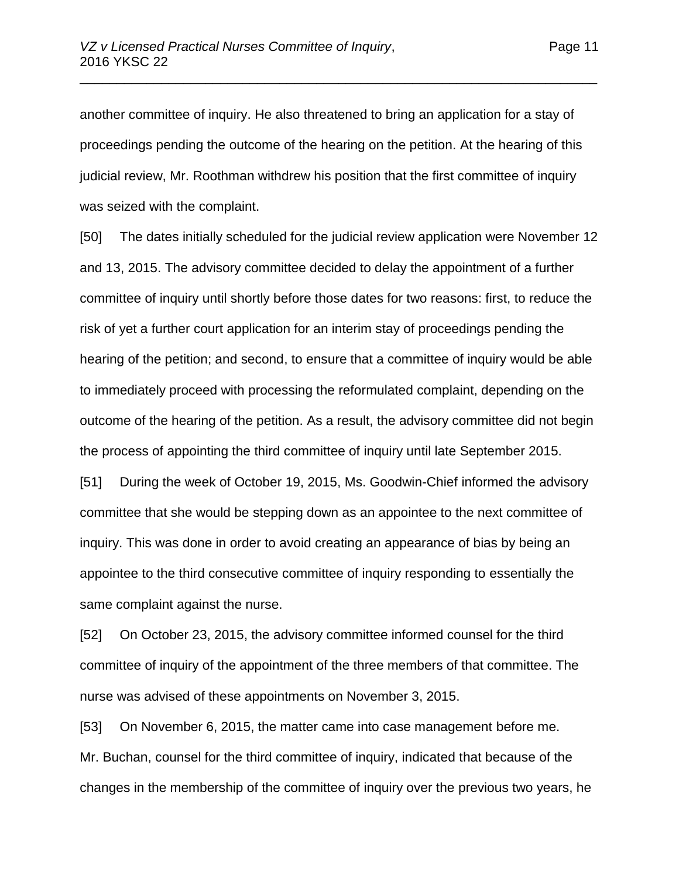another committee of inquiry. He also threatened to bring an application for a stay of proceedings pending the outcome of the hearing on the petition. At the hearing of this judicial review, Mr. Roothman withdrew his position that the first committee of inquiry was seized with the complaint.

[50] The dates initially scheduled for the judicial review application were November 12 and 13, 2015. The advisory committee decided to delay the appointment of a further committee of inquiry until shortly before those dates for two reasons: first, to reduce the risk of yet a further court application for an interim stay of proceedings pending the hearing of the petition; and second, to ensure that a committee of inquiry would be able to immediately proceed with processing the reformulated complaint, depending on the outcome of the hearing of the petition. As a result, the advisory committee did not begin the process of appointing the third committee of inquiry until late September 2015.

[51] During the week of October 19, 2015, Ms. Goodwin-Chief informed the advisory committee that she would be stepping down as an appointee to the next committee of inquiry. This was done in order to avoid creating an appearance of bias by being an appointee to the third consecutive committee of inquiry responding to essentially the same complaint against the nurse.

[52] On October 23, 2015, the advisory committee informed counsel for the third committee of inquiry of the appointment of the three members of that committee. The nurse was advised of these appointments on November 3, 2015.

[53] On November 6, 2015, the matter came into case management before me. Mr. Buchan, counsel for the third committee of inquiry, indicated that because of the changes in the membership of the committee of inquiry over the previous two years, he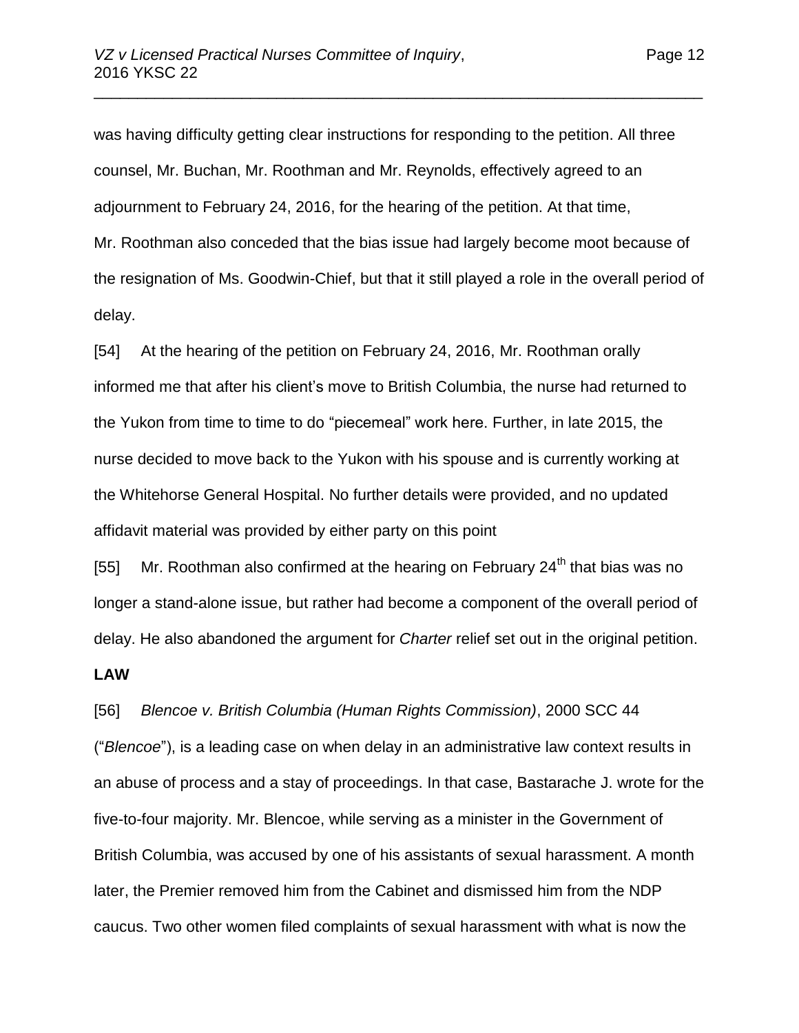was having difficulty getting clear instructions for responding to the petition. All three counsel, Mr. Buchan, Mr. Roothman and Mr. Reynolds, effectively agreed to an adjournment to February 24, 2016, for the hearing of the petition. At that time, Mr. Roothman also conceded that the bias issue had largely become moot because of the resignation of Ms. Goodwin-Chief, but that it still played a role in the overall period of delay.

[54] At the hearing of the petition on February 24, 2016, Mr. Roothman orally informed me that after his client's move to British Columbia, the nurse had returned to the Yukon from time to time to do "piecemeal" work here. Further, in late 2015, the nurse decided to move back to the Yukon with his spouse and is currently working at the Whitehorse General Hospital. No further details were provided, and no updated affidavit material was provided by either party on this point

[55] Mr. Roothman also confirmed at the hearing on February 24th that bias was no longer a stand-alone issue, but rather had become a component of the overall period of delay. He also abandoned the argument for *Charter* relief set out in the original petition.

**LAW**

[56] *Blencoe v. British Columbia (Human Rights Commission)*, 2000 SCC 44 ("*Blencoe*"), is a leading case on when delay in an administrative law context results in an abuse of process and a stay of proceedings. In that case, Bastarache J. wrote for the five-to-four majority. Mr. Blencoe, while serving as a minister in the Government of British Columbia, was accused by one of his assistants of sexual harassment. A month later, the Premier removed him from the Cabinet and dismissed him from the NDP caucus. Two other women filed complaints of sexual harassment with what is now the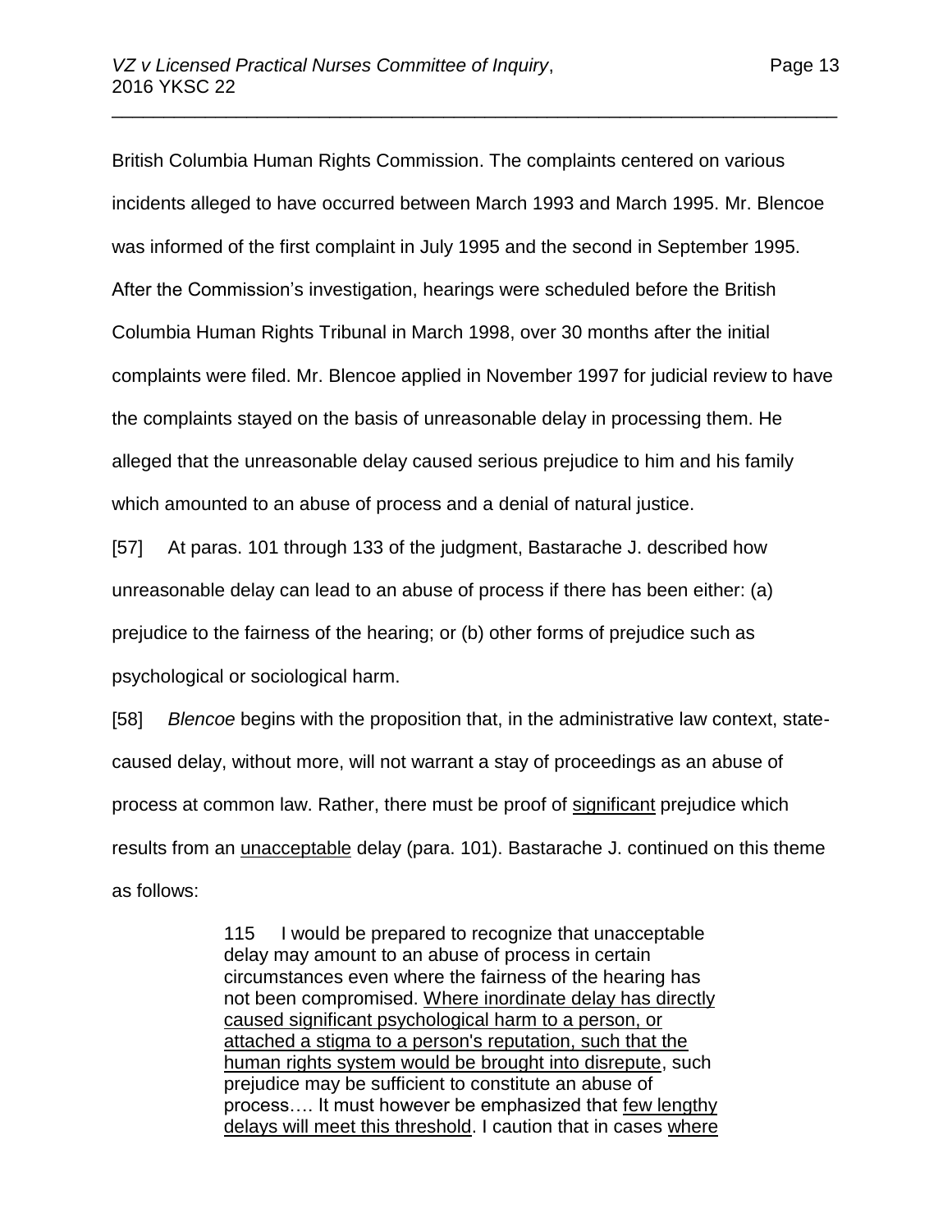British Columbia Human Rights Commission. The complaints centered on various incidents alleged to have occurred between March 1993 and March 1995. Mr. Blencoe was informed of the first complaint in July 1995 and the second in September 1995. After the Commission's investigation, hearings were scheduled before the British Columbia Human Rights Tribunal in March 1998, over 30 months after the initial complaints were filed. Mr. Blencoe applied in November 1997 for judicial review to have the complaints stayed on the basis of unreasonable delay in processing them. He alleged that the unreasonable delay caused serious prejudice to him and his family which amounted to an abuse of process and a denial of natural justice.

[57] At paras. 101 through 133 of the judgment, Bastarache J. described how unreasonable delay can lead to an abuse of process if there has been either: (a) prejudice to the fairness of the hearing; or (b) other forms of prejudice such as psychological or sociological harm.

[58] *Blencoe* begins with the proposition that, in the administrative law context, state-caused delay, without more, will not warrant a stay of proceedings as an abuse of process at common law. Rather, there must be proof of <u>significant</u> prejudice which results from an <u>unacceptable</u> delay (para. 101). Bastarache J. continued on this theme as follows:

> 115 I would be prepared to recognize that unacceptable delay may amount to an abuse of process in certain circumstances even where the fairness of the hearing has not been compromised. <u>Where inordinate delay has directly caused significant psychological harm to a person, or attached a stigma to a person's reputation, such that the human rights system would be brought into disrepute</u>, such prejudice may be sufficient to constitute an abuse of process…. It must however be emphasized that <u>few lengthy delays will meet this threshold</u>. I caution that in cases <u>where</u>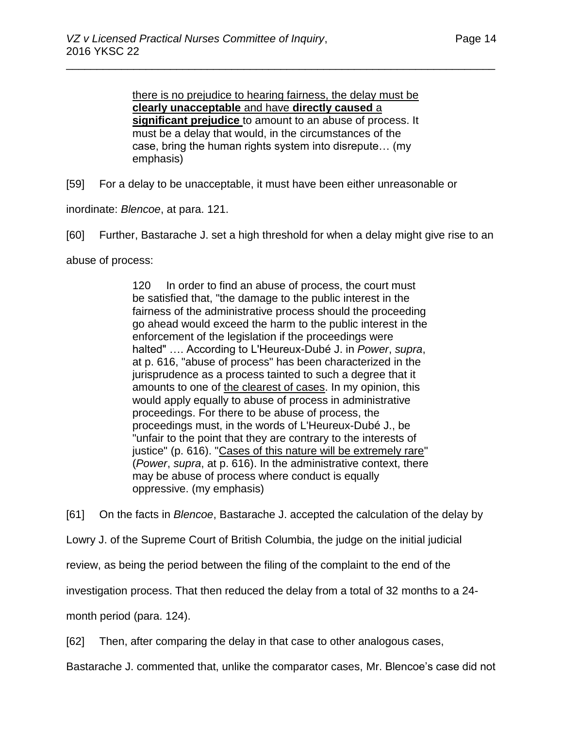> there is no prejudice to hearing fairness, the delay must be **clearly unacceptable** and have **directly caused** a **significant prejudice** to amount to an abuse of process. It must be a delay that would, in the circumstances of the case, bring the human rights system into disrepute… (my emphasis)

[59] For a delay to be unacceptable, it must have been either unreasonable or inordinate: *Blencoe*, at para. 121.

[60] Further, Bastarache J. set a high threshold for when a delay might give rise to an abuse of process:

> 120 In order to find an abuse of process, the court must be satisfied that, "the damage to the public interest in the fairness of the administrative process should the proceeding go ahead would exceed the harm to the public interest in the enforcement of the legislation if the proceedings were halted" …. According to L'Heureux-Dubé J. in *Power*, *supra*, at p. 616, "abuse of process" has been characterized in the jurisprudence as a process tainted to such a degree that it amounts to one of <u>the clearest of cases</u>. In my opinion, this would apply equally to abuse of process in administrative proceedings. For there to be abuse of process, the proceedings must, in the words of L'Heureux-Dubé J., be "unfair to the point that they are contrary to the interests of justice" (p. 616). "<u>Cases of this nature will be extremely rare</u>" (*Power*, *supra*, at p. 616). In the administrative context, there may be abuse of process where conduct is equally oppressive. (my emphasis)

[61] On the facts in *Blencoe*, Bastarache J. accepted the calculation of the delay by Lowry J. of the Supreme Court of British Columbia, the judge on the initial judicial review, as being the period between the filing of the complaint to the end of the investigation process. That then reduced the delay from a total of 32 months to a 24-month period (para. 124).

[62] Then, after comparing the delay in that case to other analogous cases, Bastarache J. commented that, unlike the comparator cases, Mr. Blencoe's case did not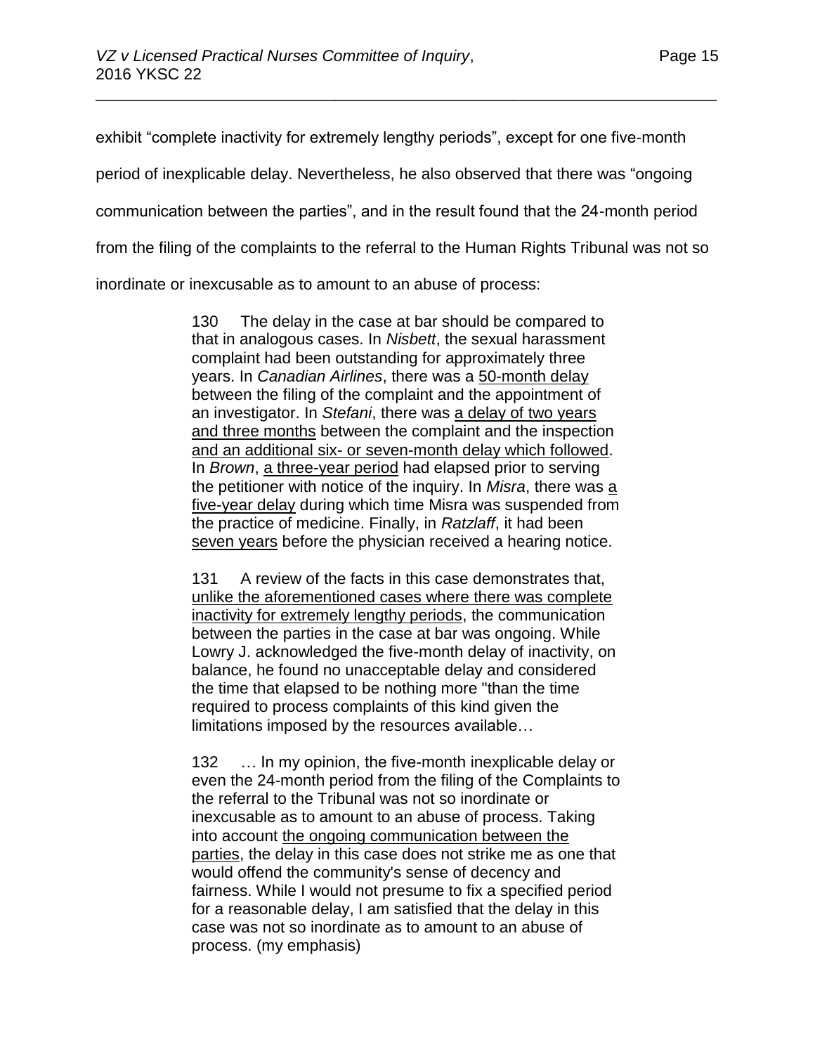exhibit "complete inactivity for extremely lengthy periods", except for one five-month period of inexplicable delay. Nevertheless, he also observed that there was "ongoing communication between the parties", and in the result found that the 24-month period from the filing of the complaints to the referral to the Human Rights Tribunal was not so inordinate or inexcusable as to amount to an abuse of process:

> 130 The delay in the case at bar should be compared to that in analogous cases. In *Nisbett*, the sexual harassment complaint had been outstanding for approximately three years. In *Canadian Airlines*, there was a <u>50-month delay</u> between the filing of the complaint and the appointment of an investigator. In *Stefani*, there was <u>a delay of two years and three months</u> between the complaint and the inspection <u>and an additional six- or seven-month delay which followed</u>. In *Brown*, <u>a three-year period</u> had elapsed prior to serving the petitioner with notice of the inquiry. In *Misra*, there was <u>a five-year delay</u> during which time Misra was suspended from the practice of medicine. Finally, in *Ratzlaff*, it had been <u>seven years</u> before the physician received a hearing notice.
>
> 131 A review of the facts in this case demonstrates that, <u>unlike the aforementioned cases where there was complete inactivity for extremely lengthy periods</u>, the communication between the parties in the case at bar was ongoing. While Lowry J. acknowledged the five-month delay of inactivity, on balance, he found no unacceptable delay and considered the time that elapsed to be nothing more "than the time required to process complaints of this kind given the limitations imposed by the resources available…
>
> 132 … In my opinion, the five-month inexplicable delay or even the 24-month period from the filing of the Complaints to the referral to the Tribunal was not so inordinate or inexcusable as to amount to an abuse of process. Taking into account <u>the ongoing communication between the parties</u>, the delay in this case does not strike me as one that would offend the community's sense of decency and fairness. While I would not presume to fix a specified period for a reasonable delay, I am satisfied that the delay in this case was not so inordinate as to amount to an abuse of process. (my emphasis)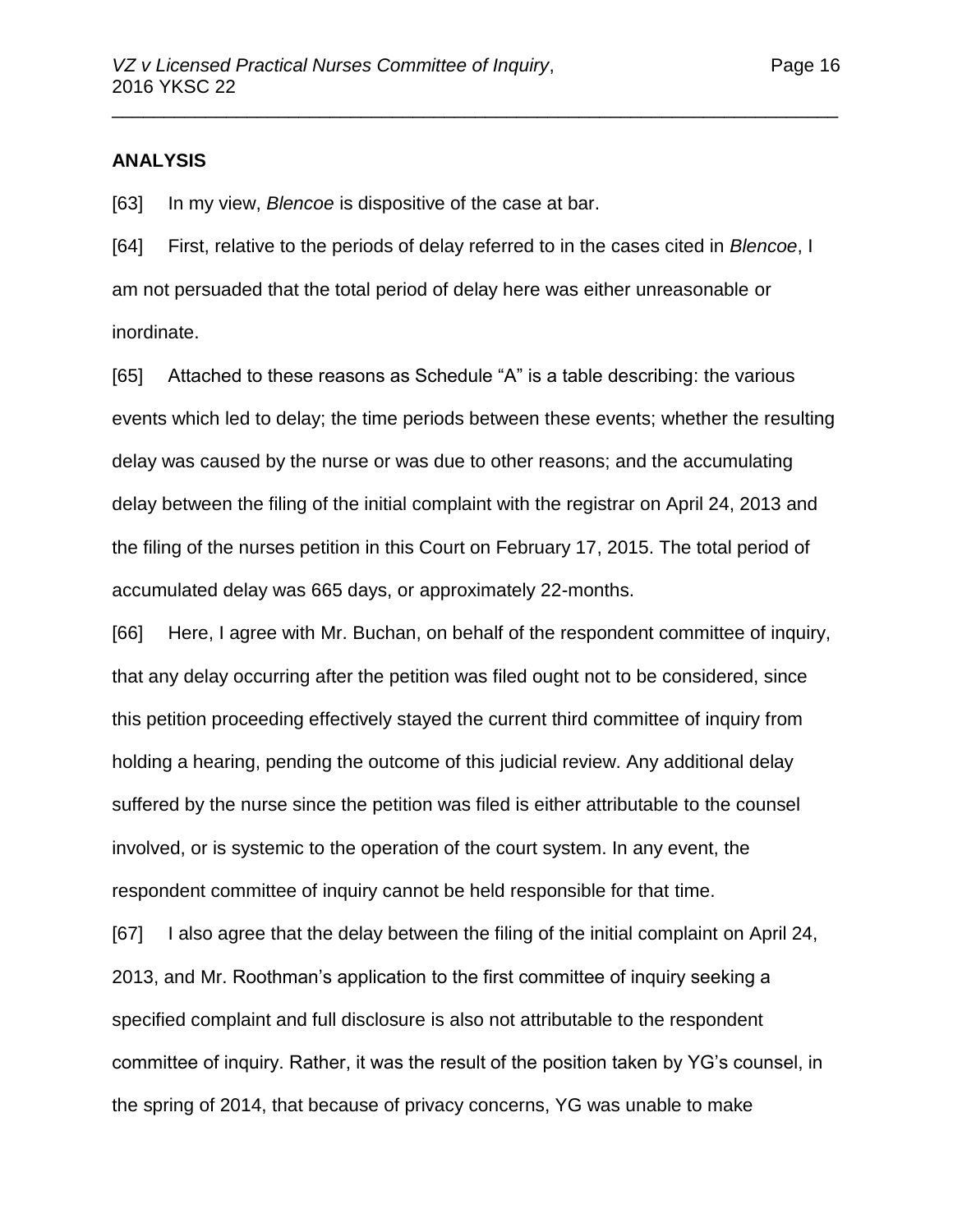**ANALYSIS**

[63] In my view, *Blencoe* is dispositive of the case at bar.

[64] First, relative to the periods of delay referred to in the cases cited in *Blencoe*, I am not persuaded that the total period of delay here was either unreasonable or inordinate.

[65] Attached to these reasons as Schedule "A" is a table describing: the various events which led to delay; the time periods between these events; whether the resulting delay was caused by the nurse or was due to other reasons; and the accumulating delay between the filing of the initial complaint with the registrar on April 24, 2013 and the filing of the nurses petition in this Court on February 17, 2015. The total period of accumulated delay was 665 days, or approximately 22-months.

[66] Here, I agree with Mr. Buchan, on behalf of the respondent committee of inquiry, that any delay occurring after the petition was filed ought not to be considered, since this petition proceeding effectively stayed the current third committee of inquiry from holding a hearing, pending the outcome of this judicial review. Any additional delay suffered by the nurse since the petition was filed is either attributable to the counsel involved, or is systemic to the operation of the court system. In any event, the respondent committee of inquiry cannot be held responsible for that time.

[67] I also agree that the delay between the filing of the initial complaint on April 24, 2013, and Mr. Roothman's application to the first committee of inquiry seeking a specified complaint and full disclosure is also not attributable to the respondent committee of inquiry. Rather, it was the result of the position taken by YG's counsel, in the spring of 2014, that because of privacy concerns, YG was unable to make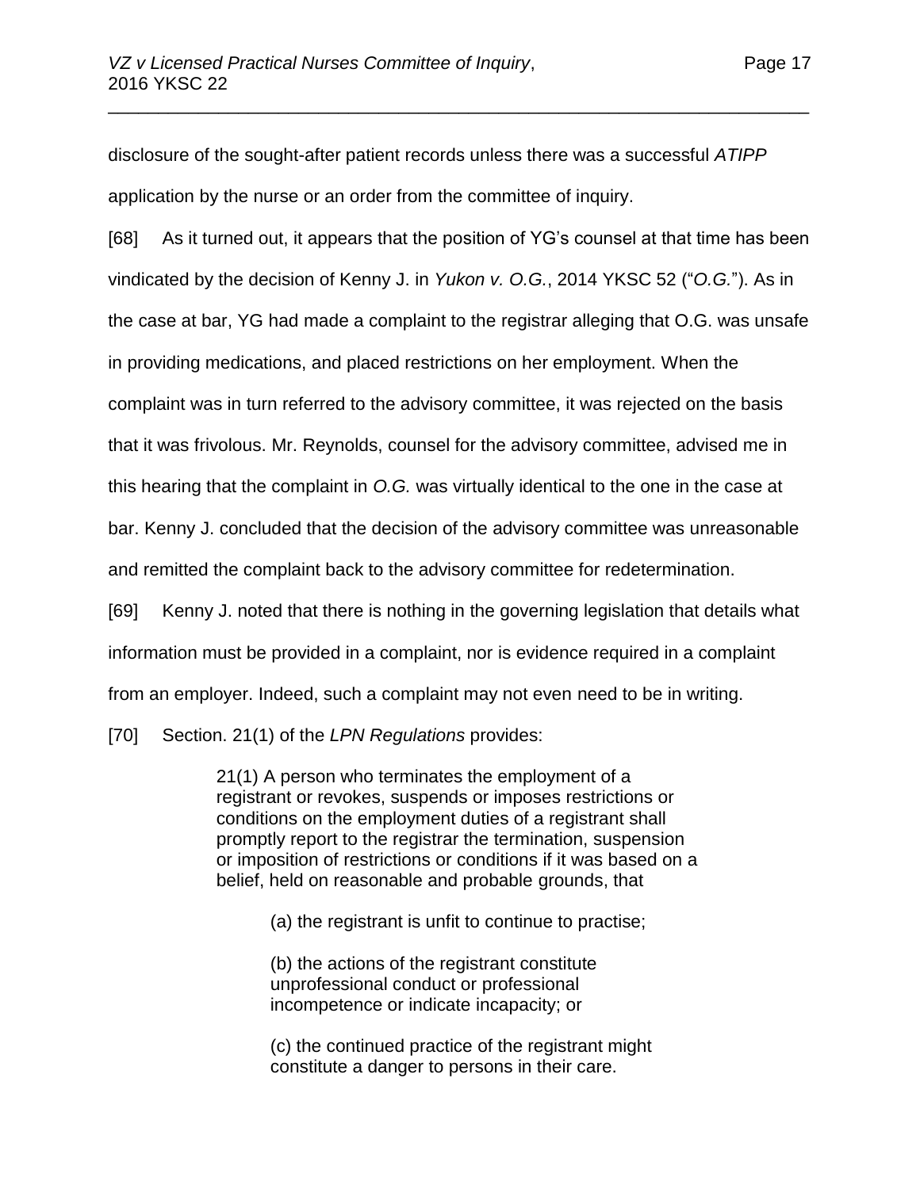disclosure of the sought-after patient records unless there was a successful *ATIPP* application by the nurse or an order from the committee of inquiry.

[68] As it turned out, it appears that the position of YG's counsel at that time has been vindicated by the decision of Kenny J. in *Yukon v. O.G.*, 2014 YKSC 52 ("*O.G.*"). As in the case at bar, YG had made a complaint to the registrar alleging that O.G. was unsafe in providing medications, and placed restrictions on her employment. When the complaint was in turn referred to the advisory committee, it was rejected on the basis that it was frivolous. Mr. Reynolds, counsel for the advisory committee, advised me in this hearing that the complaint in *O.G.* was virtually identical to the one in the case at bar. Kenny J. concluded that the decision of the advisory committee was unreasonable and remitted the complaint back to the advisory committee for redetermination.

[69] Kenny J. noted that there is nothing in the governing legislation that details what information must be provided in a complaint, nor is evidence required in a complaint from an employer. Indeed, such a complaint may not even need to be in writing.

[70] Section. 21(1) of the *LPN Regulations* provides:

> 21(1) A person who terminates the employment of a registrant or revokes, suspends or imposes restrictions or conditions on the employment duties of a registrant shall promptly report to the registrar the termination, suspension or imposition of restrictions or conditions if it was based on a belief, held on reasonable and probable grounds, that
>
> > (a) the registrant is unfit to continue to practise;
> >
> > (b) the actions of the registrant constitute unprofessional conduct or professional incompetence or indicate incapacity; or
> >
> > (c) the continued practice of the registrant might constitute a danger to persons in their care.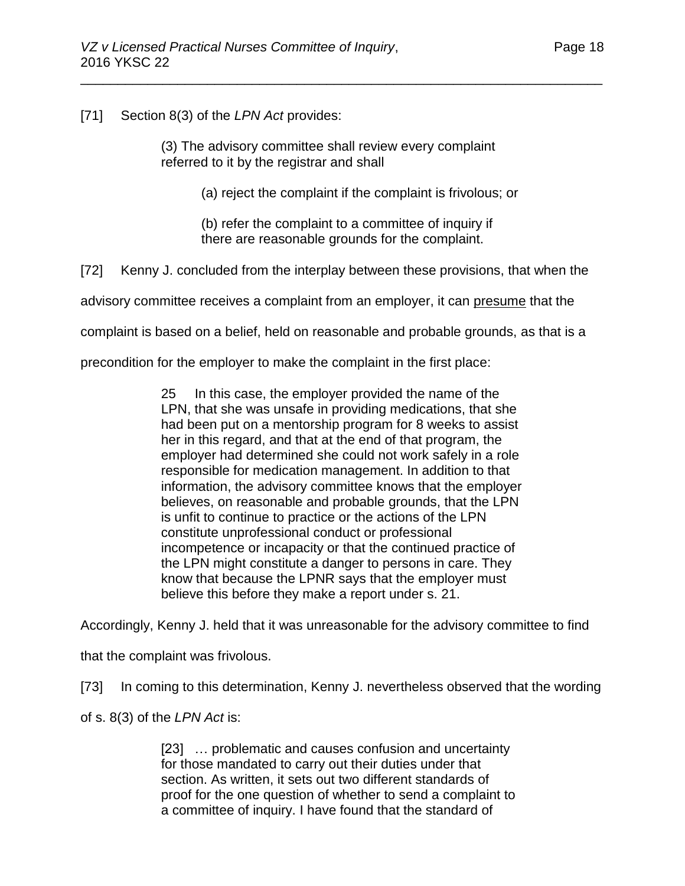[71] Section 8(3) of the *LPN Act* provides:

> (3) The advisory committee shall review every complaint referred to it by the registrar and shall
>
> > (a) reject the complaint if the complaint is frivolous; or
> >
> > (b) refer the complaint to a committee of inquiry if there are reasonable grounds for the complaint.

[72] Kenny J. concluded from the interplay between these provisions, that when the advisory committee receives a complaint from an employer, it can <u>presume</u> that the complaint is based on a belief, held on reasonable and probable grounds, as that is a precondition for the employer to make the complaint in the first place:

> 25 In this case, the employer provided the name of the LPN, that she was unsafe in providing medications, that she had been put on a mentorship program for 8 weeks to assist her in this regard, and that at the end of that program, the employer had determined she could not work safely in a role responsible for medication management. In addition to that information, the advisory committee knows that the employer believes, on reasonable and probable grounds, that the LPN is unfit to continue to practice or the actions of the LPN constitute unprofessional conduct or professional incompetence or incapacity or that the continued practice of the LPN might constitute a danger to persons in care. They know that because the LPNR says that the employer must believe this before they make a report under s. 21.

Accordingly, Kenny J. held that it was unreasonable for the advisory committee to find that the complaint was frivolous.

[73] In coming to this determination, Kenny J. nevertheless observed that the wording of s. 8(3) of the *LPN Act* is:

> [23] … problematic and causes confusion and uncertainty for those mandated to carry out their duties under that section. As written, it sets out two different standards of proof for the one question of whether to send a complaint to a committee of inquiry. I have found that the standard of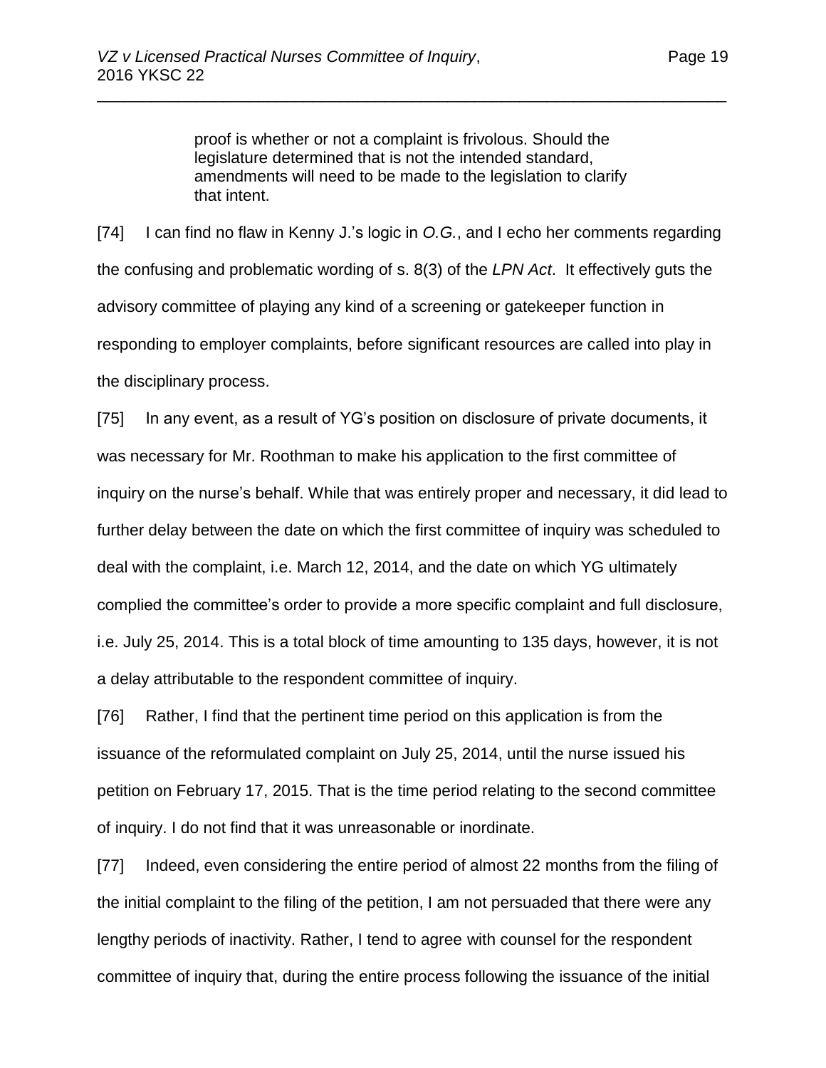> proof is whether or not a complaint is frivolous. Should the legislature determined that is not the intended standard, amendments will need to be made to the legislation to clarify that intent.

[74] I can find no flaw in Kenny J.'s logic in *O.G.*, and I echo her comments regarding the confusing and problematic wording of s. 8(3) of the *LPN Act*. It effectively guts the advisory committee of playing any kind of a screening or gatekeeper function in responding to employer complaints, before significant resources are called into play in the disciplinary process.

[75] In any event, as a result of YG's position on disclosure of private documents, it was necessary for Mr. Roothman to make his application to the first committee of inquiry on the nurse's behalf. While that was entirely proper and necessary, it did lead to further delay between the date on which the first committee of inquiry was scheduled to deal with the complaint, i.e. March 12, 2014, and the date on which YG ultimately complied the committee's order to provide a more specific complaint and full disclosure, i.e. July 25, 2014. This is a total block of time amounting to 135 days, however, it is not a delay attributable to the respondent committee of inquiry.

[76] Rather, I find that the pertinent time period on this application is from the issuance of the reformulated complaint on July 25, 2014, until the nurse issued his petition on February 17, 2015. That is the time period relating to the second committee of inquiry. I do not find that it was unreasonable or inordinate.

[77] Indeed, even considering the entire period of almost 22 months from the filing of the initial complaint to the filing of the petition, I am not persuaded that there were any lengthy periods of inactivity. Rather, I tend to agree with counsel for the respondent committee of inquiry that, during the entire process following the issuance of the initial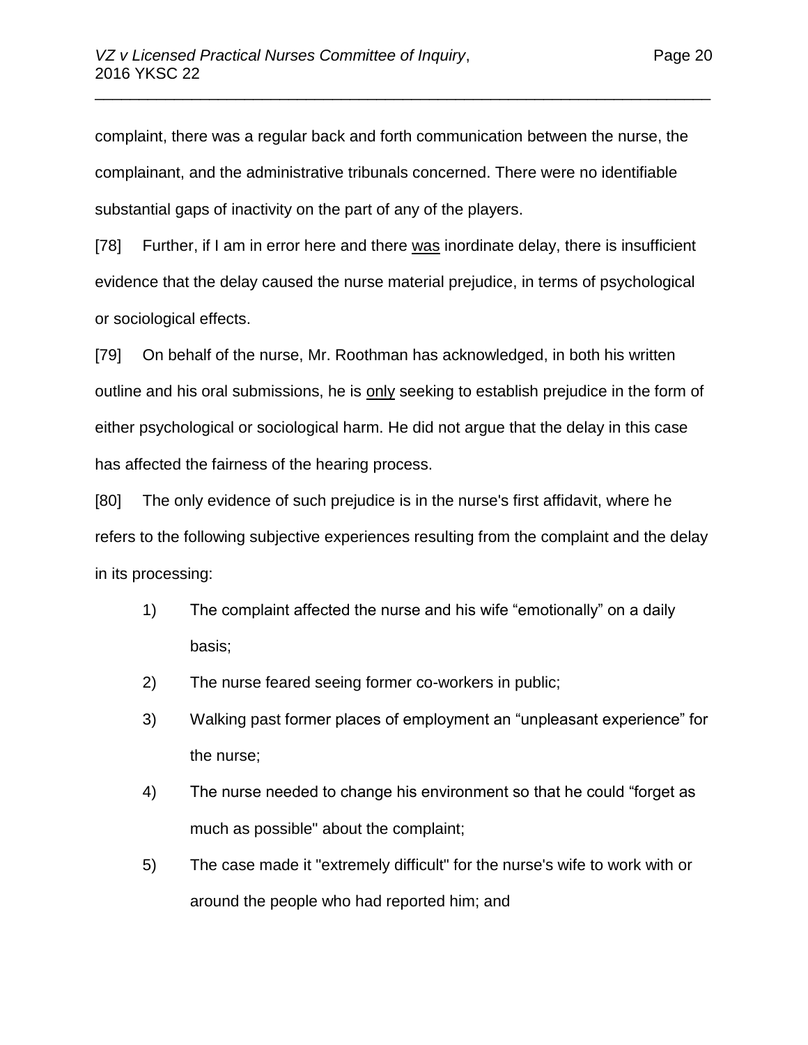complaint, there was a regular back and forth communication between the nurse, the complainant, and the administrative tribunals concerned. There were no identifiable substantial gaps of inactivity on the part of any of the players.

[78] Further, if I am in error here and there <u>was</u> inordinate delay, there is insufficient evidence that the delay caused the nurse material prejudice, in terms of psychological or sociological effects.

[79] On behalf of the nurse, Mr. Roothman has acknowledged, in both his written outline and his oral submissions, he is <u>only</u> seeking to establish prejudice in the form of either psychological or sociological harm. He did not argue that the delay in this case has affected the fairness of the hearing process.

[80] The only evidence of such prejudice is in the nurse's first affidavit, where he refers to the following subjective experiences resulting from the complaint and the delay in its processing:

1) The complaint affected the nurse and his wife "emotionally" on a daily basis;
2) The nurse feared seeing former co-workers in public;
3) Walking past former places of employment an "unpleasant experience" for the nurse;
4) The nurse needed to change his environment so that he could "forget as much as possible" about the complaint;
5) The case made it "extremely difficult" for the nurse's wife to work with or around the people who had reported him; and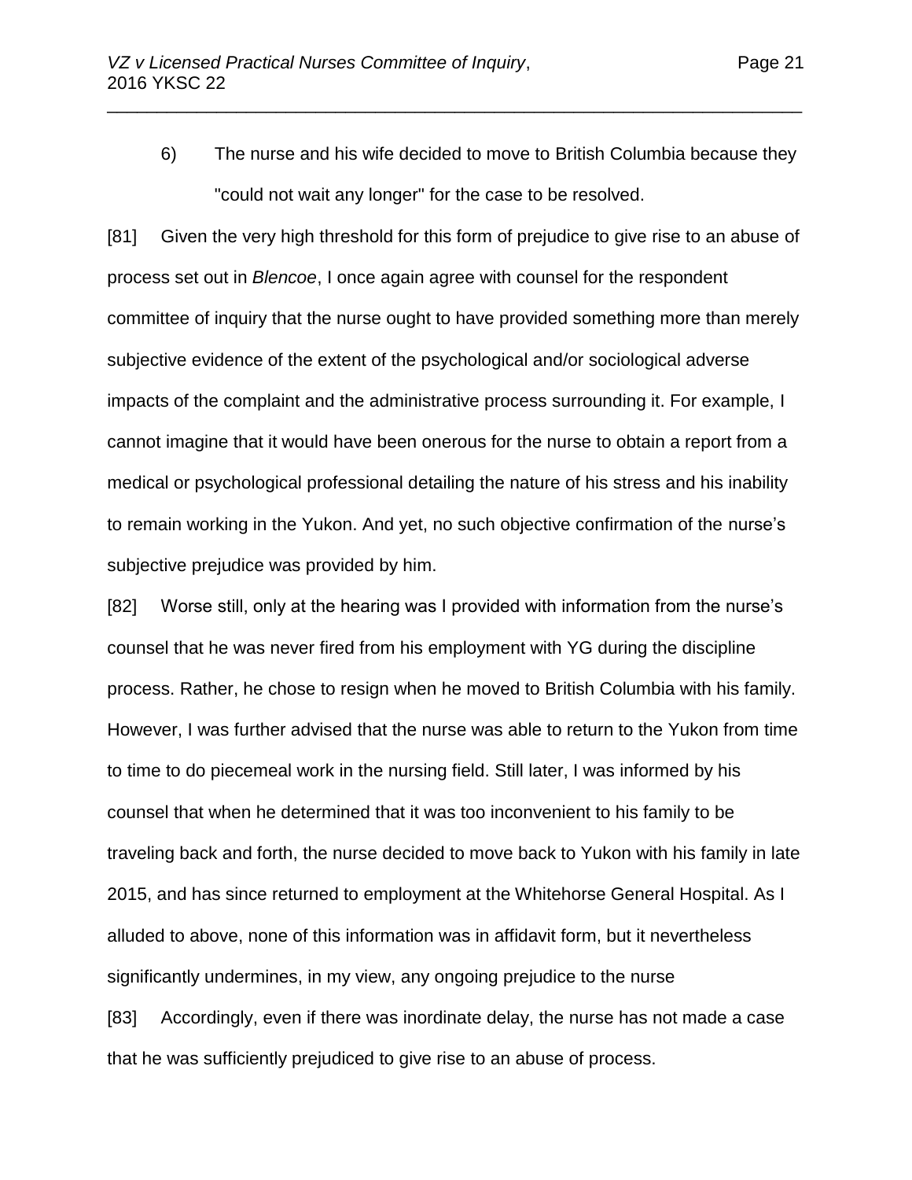6) The nurse and his wife decided to move to British Columbia because they "could not wait any longer" for the case to be resolved.

[81] Given the very high threshold for this form of prejudice to give rise to an abuse of process set out in *Blencoe*, I once again agree with counsel for the respondent committee of inquiry that the nurse ought to have provided something more than merely subjective evidence of the extent of the psychological and/or sociological adverse impacts of the complaint and the administrative process surrounding it. For example, I cannot imagine that it would have been onerous for the nurse to obtain a report from a medical or psychological professional detailing the nature of his stress and his inability to remain working in the Yukon. And yet, no such objective confirmation of the nurse's subjective prejudice was provided by him.

[82] Worse still, only at the hearing was I provided with information from the nurse's counsel that he was never fired from his employment with YG during the discipline process. Rather, he chose to resign when he moved to British Columbia with his family. However, I was further advised that the nurse was able to return to the Yukon from time to time to do piecemeal work in the nursing field. Still later, I was informed by his counsel that when he determined that it was too inconvenient to his family to be traveling back and forth, the nurse decided to move back to Yukon with his family in late 2015, and has since returned to employment at the Whitehorse General Hospital. As I alluded to above, none of this information was in affidavit form, but it nevertheless significantly undermines, in my view, any ongoing prejudice to the nurse

[83] Accordingly, even if there was inordinate delay, the nurse has not made a case that he was sufficiently prejudiced to give rise to an abuse of process.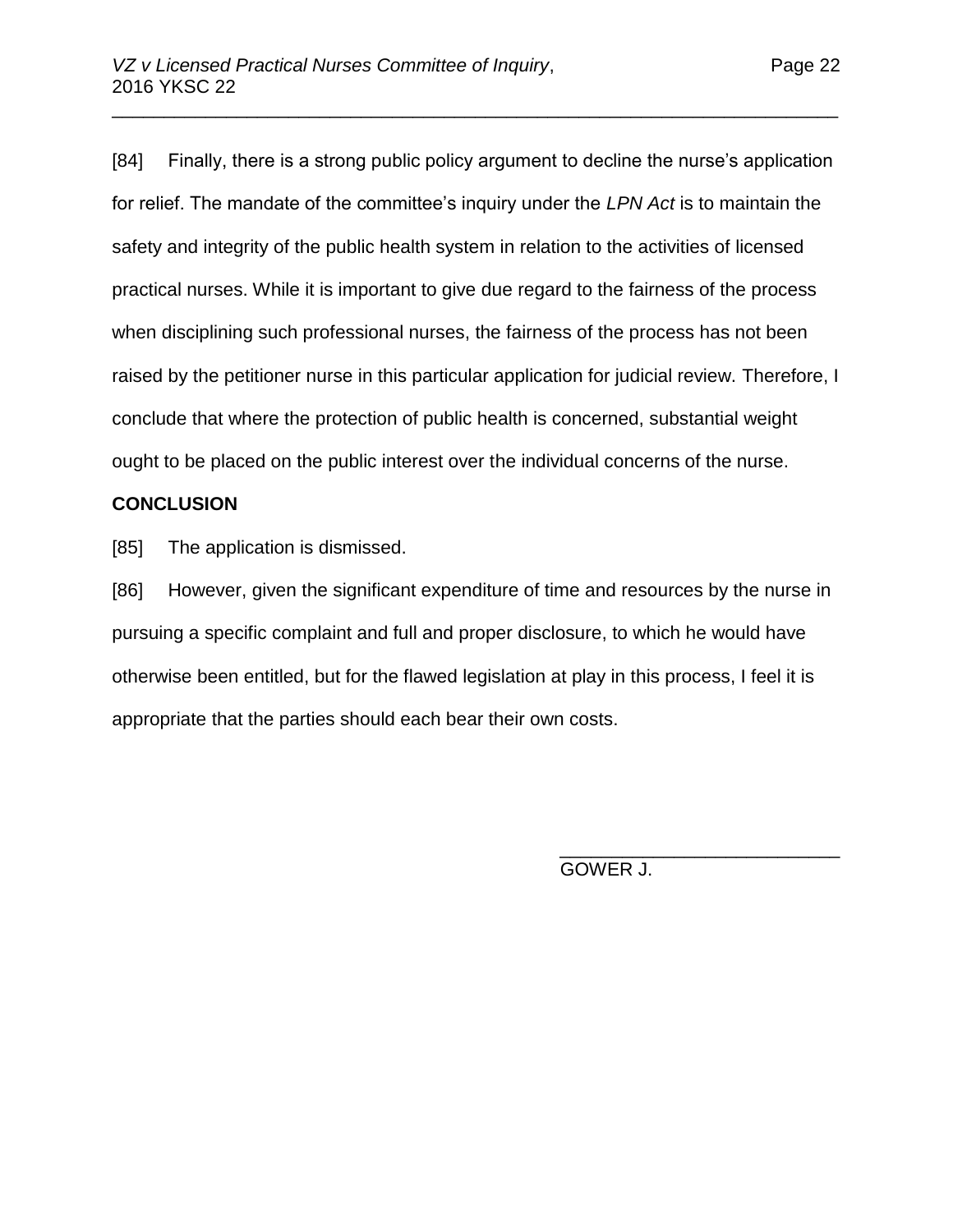[84] Finally, there is a strong public policy argument to decline the nurse's application for relief. The mandate of the committee's inquiry under the *LPN Act* is to maintain the safety and integrity of the public health system in relation to the activities of licensed practical nurses. While it is important to give due regard to the fairness of the process when disciplining such professional nurses, the fairness of the process has not been raised by the petitioner nurse in this particular application for judicial review. Therefore, I conclude that where the protection of public health is concerned, substantial weight ought to be placed on the public interest over the individual concerns of the nurse.

**CONCLUSION**

[85] The application is dismissed.

[86] However, given the significant expenditure of time and resources by the nurse in pursuing a specific complaint and full and proper disclosure, to which he would have otherwise been entitled, but for the flawed legislation at play in this process, I feel it is appropriate that the parties should each bear their own costs.

\_\_\_\_\_\_\_\_\_\_\_\_\_\_\_\_\_\_\_\_\_\_\_\_\_\_\_\_

GOWER J.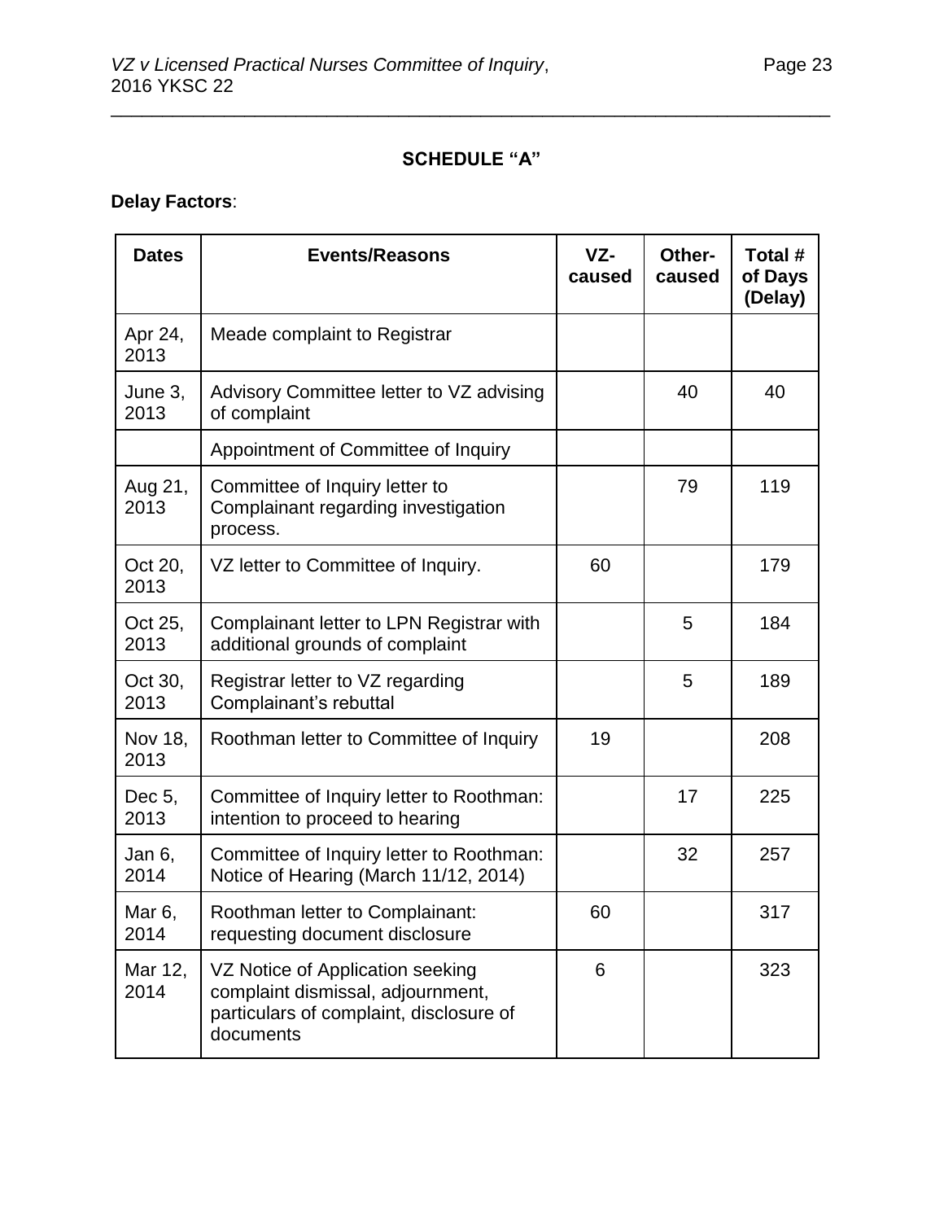## SCHEDULE "A"

**Delay Factors**:

| Dates | Events/Reasons | VZ-caused | Other-caused | Total # of Days (Delay) |
|---|---|---|---|---|
| Apr 24, 2013 | Meade complaint to Registrar | | | |
| June 3, 2013 | Advisory Committee letter to VZ advising of complaint | | 40 | 40 |
| | Appointment of Committee of Inquiry | | | |
| Aug 21, 2013 | Committee of Inquiry letter to Complainant regarding investigation process. | | 79 | 119 |
| Oct 20, 2013 | VZ letter to Committee of Inquiry. | 60 | | 179 |
| Oct 25, 2013 | Complainant letter to LPN Registrar with additional grounds of complaint | | 5 | 184 |
| Oct 30, 2013 | Registrar letter to VZ regarding Complainant's rebuttal | | 5 | 189 |
| Nov 18, 2013 | Roothman letter to Committee of Inquiry | 19 | | 208 |
| Dec 5, 2013 | Committee of Inquiry letter to Roothman: intention to proceed to hearing | | 17 | 225 |
| Jan 6, 2014 | Committee of Inquiry letter to Roothman: Notice of Hearing (March 11/12, 2014) | | 32 | 257 |
| Mar 6, 2014 | Roothman letter to Complainant: requesting document disclosure | 60 | | 317 |
| Mar 12, 2014 | VZ Notice of Application seeking complaint dismissal, adjournment, particulars of complaint, disclosure of documents | 6 | | 323 |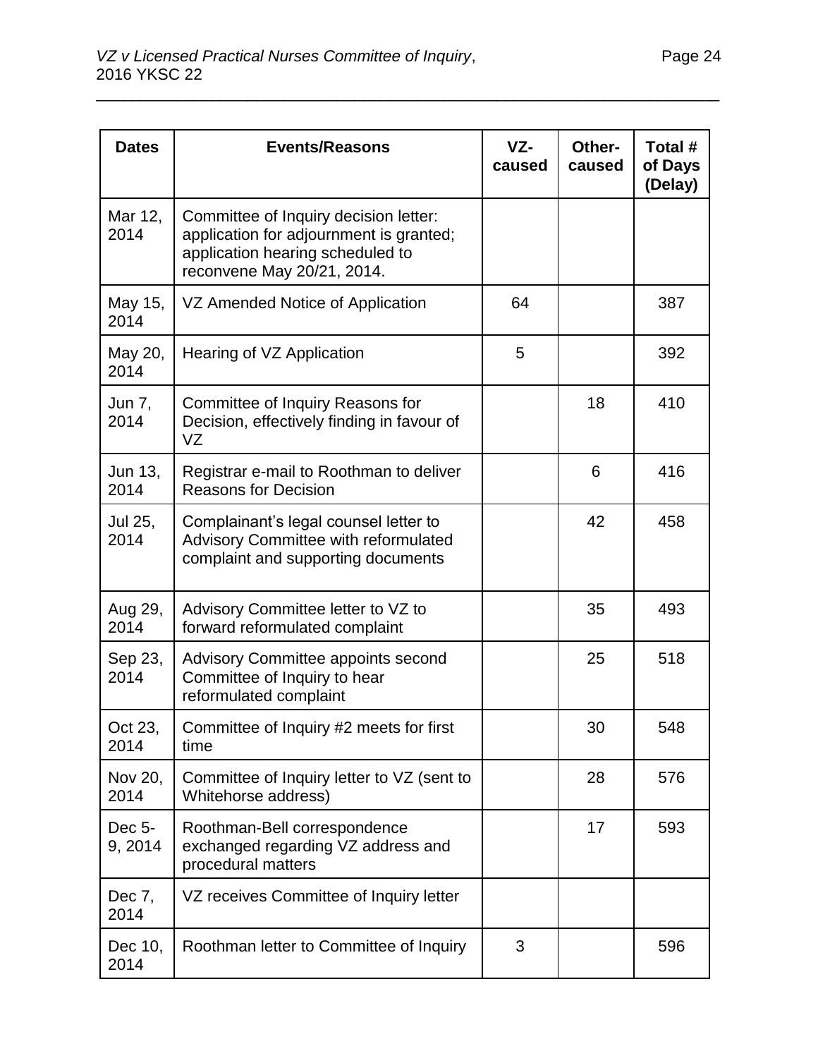| Dates | Events/Reasons | VZ-caused | Other-caused | Total # of Days (Delay) |
|---|---|---|---|---|
| Mar 12, 2014 | Committee of Inquiry decision letter: application for adjournment is granted; application hearing scheduled to reconvene May 20/21, 2014. | | | |
| May 15, 2014 | VZ Amended Notice of Application | 64 | | 387 |
| May 20, 2014 | Hearing of VZ Application | 5 | | 392 |
| Jun 7, 2014 | Committee of Inquiry Reasons for Decision, effectively finding in favour of VZ | | 18 | 410 |
| Jun 13, 2014 | Registrar e-mail to Roothman to deliver Reasons for Decision | | 6 | 416 |
| Jul 25, 2014 | Complainant's legal counsel letter to Advisory Committee with reformulated complaint and supporting documents | | 42 | 458 |
| Aug 29, 2014 | Advisory Committee letter to VZ to forward reformulated complaint | | 35 | 493 |
| Sep 23, 2014 | Advisory Committee appoints second Committee of Inquiry to hear reformulated complaint | | 25 | 518 |
| Oct 23, 2014 | Committee of Inquiry #2 meets for first time | | 30 | 548 |
| Nov 20, 2014 | Committee of Inquiry letter to VZ (sent to Whitehorse address) | | 28 | 576 |
| Dec 5-9, 2014 | Roothman-Bell correspondence exchanged regarding VZ address and procedural matters | | 17 | 593 |
| Dec 7, 2014 | VZ receives Committee of Inquiry letter | | | |
| Dec 10, 2014 | Roothman letter to Committee of Inquiry | 3 | | 596 |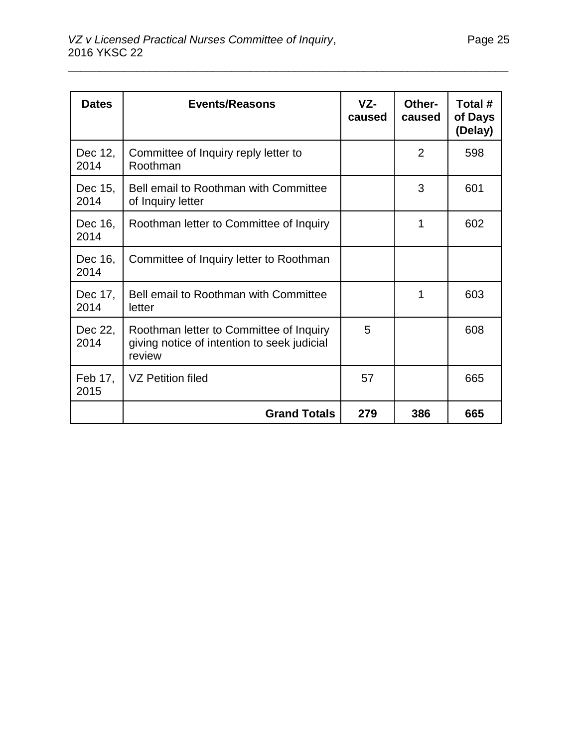| Dates | Events/Reasons | VZ-caused | Other-caused | Total # of Days (Delay) |
| --- | --- | --- | --- | --- |
| Dec 12, 2014 | Committee of Inquiry reply letter to Roothman | | 2 | 598 |
| Dec 15, 2014 | Bell email to Roothman with Committee of Inquiry letter | | 3 | 601 |
| Dec 16, 2014 | Roothman letter to Committee of Inquiry | | 1 | 602 |
| Dec 16, 2014 | Committee of Inquiry letter to Roothman | | | |
| Dec 17, 2014 | Bell email to Roothman with Committee letter | | 1 | 603 |
| Dec 22, 2014 | Roothman letter to Committee of Inquiry giving notice of intention to seek judicial review | 5 | | 608 |
| Feb 17, 2015 | VZ Petition filed | 57 | | 665 |
| | **Grand Totals** | **279** | **386** | **665** |